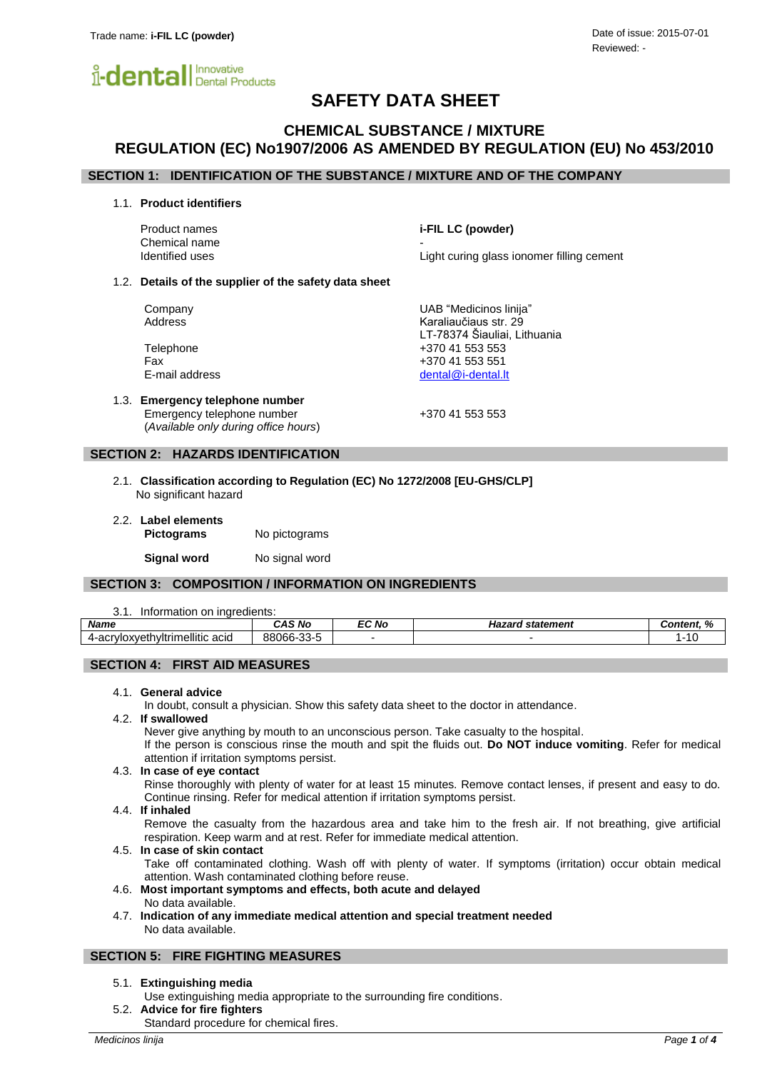Trade name: **i-FIL LC (powder)**

Date of issue: 2015-07-01
Reviewed: -

# SAFETY DATA SHEET

## CHEMICAL SUBSTANCE / MIXTURE
## REGULATION (EC) No1907/2006 AS AMENDED BY REGULATION (EU) No 453/2010

## SECTION 1: IDENTIFICATION OF THE SUBSTANCE / MIXTURE AND OF THE COMPANY

### 1.1. Product identifiers

| | |
|---|---|
| Product names | **i-FIL LC (powder)** |
| Chemical name | - |
| Identified uses | Light curing glass ionomer filling cement |

### 1.2. Details of the supplier of the safety data sheet

| | |
|---|---|
| Company | UAB "Medicinos linija" |
| Address | Karaliaučiaus str. 29<br>LT-78374 Šiauliai, Lithuania |
| Telephone | +370 41 553 553 |
| Fax | +370 41 553 551 |
| E-mail address | dental@i-dental.lt |

### 1.3. Emergency telephone number

Emergency telephone number (*Available only during office hours*): +370 41 553 553

## SECTION 2: HAZARDS IDENTIFICATION

### 2.1. Classification according to Regulation (EC) No 1272/2008 [EU-GHS/CLP]

No significant hazard

### 2.2. Label elements

**Pictograms** No pictograms

**Signal word** No signal word

## SECTION 3: COMPOSITION / INFORMATION ON INGREDIENTS

3.1. Information on ingredients:

| *Name* | *CAS No* | *EC No* | *Hazard statement* | *Content, %* |
|---|---|---|---|---|
| 4-acryloxyethyltrimellitic acid | 88066-33-5 | - | - | 1-10 |

## SECTION 4: FIRST AID MEASURES

### 4.1. General advice

In doubt, consult a physician. Show this safety data sheet to the doctor in attendance.

### 4.2. If swallowed

Never give anything by mouth to an unconscious person. Take casualty to the hospital.
If the person is conscious rinse the mouth and spit the fluids out. **Do NOT induce vomiting**. Refer for medical attention if irritation symptoms persist.

### 4.3. In case of eye contact

Rinse thoroughly with plenty of water for at least 15 minutes. Remove contact lenses, if present and easy to do. Continue rinsing. Refer for medical attention if irritation symptoms persist.

### 4.4. If inhaled

Remove the casualty from the hazardous area and take him to the fresh air. If not breathing, give artificial respiration. Keep warm and at rest. Refer for immediate medical attention.

### 4.5. In case of skin contact

Take off contaminated clothing. Wash off with plenty of water. If symptoms (irritation) occur obtain medical attention. Wash contaminated clothing before reuse.

### 4.6. Most important symptoms and effects, both acute and delayed

No data available.

### 4.7. Indication of any immediate medical attention and special treatment needed

No data available.

## SECTION 5: FIRE FIGHTING MEASURES

### 5.1. Extinguishing media

Use extinguishing media appropriate to the surrounding fire conditions.

### 5.2. Advice for fire fighters

Standard procedure for chemical fires.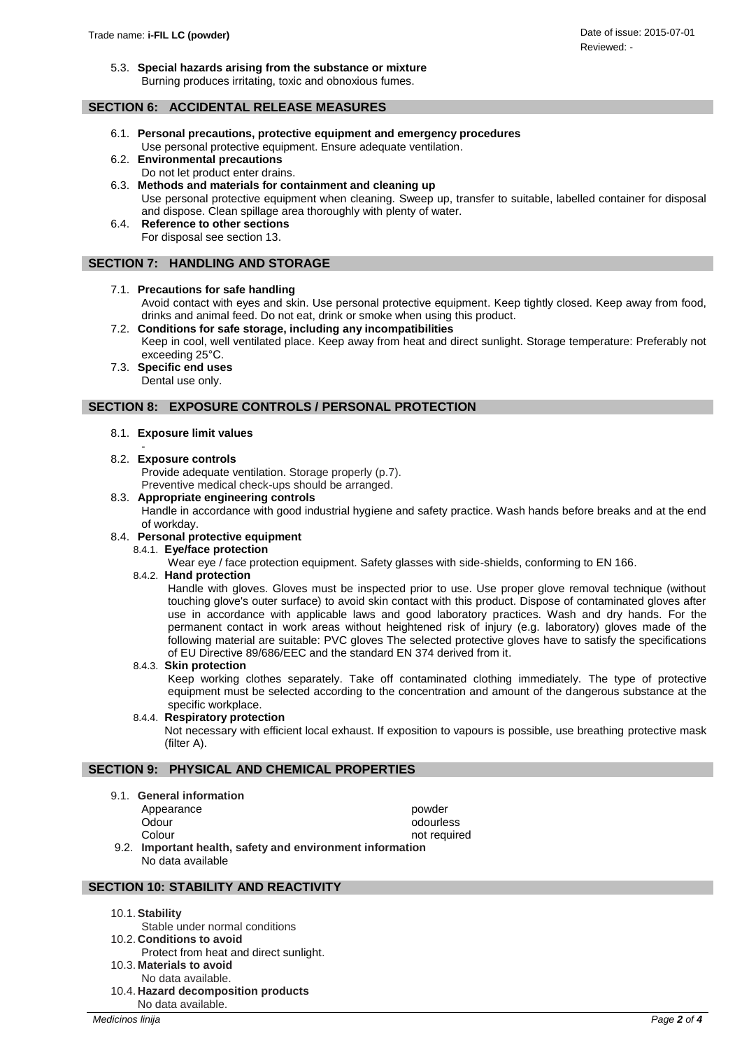5.3. **Special hazards arising from the substance or mixture**
Burning produces irritating, toxic and obnoxious fumes.

## SECTION 6: ACCIDENTAL RELEASE MEASURES

6.1. **Personal precautions, protective equipment and emergency procedures**
Use personal protective equipment. Ensure adequate ventilation.

6.2. **Environmental precautions**
Do not let product enter drains.

6.3. **Methods and materials for containment and cleaning up**
Use personal protective equipment when cleaning. Sweep up, transfer to suitable, labelled container for disposal and dispose. Clean spillage area thoroughly with plenty of water.

6.4. **Reference to other sections**
For disposal see section 13.

## SECTION 7: HANDLING AND STORAGE

7.1. **Precautions for safe handling**
Avoid contact with eyes and skin. Use personal protective equipment. Keep tightly closed. Keep away from food, drinks and animal feed. Do not eat, drink or smoke when using this product.

7.2. **Conditions for safe storage, including any incompatibilities**
Keep in cool, well ventilated place. Keep away from heat and direct sunlight. Storage temperature: Preferably not exceeding 25°C.

7.3. **Specific end uses**
Dental use only.

## SECTION 8: EXPOSURE CONTROLS / PERSONAL PROTECTION

8.1. **Exposure limit values**
-

8.2. **Exposure controls**
Provide adequate ventilation. Storage properly (p.7).
Preventive medical check-ups should be arranged.

8.3. **Appropriate engineering controls**
Handle in accordance with good industrial hygiene and safety practice. Wash hands before breaks and at the end of workday.

8.4. **Personal protective equipment**

8.4.1. **Eye/face protection**
Wear eye / face protection equipment. Safety glasses with side-shields, conforming to EN 166.

8.4.2. **Hand protection**
Handle with gloves. Gloves must be inspected prior to use. Use proper glove removal technique (without touching glove's outer surface) to avoid skin contact with this product. Dispose of contaminated gloves after use in accordance with applicable laws and good laboratory practices. Wash and dry hands. For the permanent contact in work areas without heightened risk of injury (e.g. laboratory) gloves made of the following material are suitable: PVC gloves The selected protective gloves have to satisfy the specifications of EU Directive 89/686/EEC and the standard EN 374 derived from it.

8.4.3. **Skin protection**
Keep working clothes separately. Take off contaminated clothing immediately. The type of protective equipment must be selected according to the concentration and amount of the dangerous substance at the specific workplace.

8.4.4. **Respiratory protection**
Not necessary with efficient local exhaust. If exposition to vapours is possible, use breathing protective mask (filter A).

## SECTION 9: PHYSICAL AND CHEMICAL PROPERTIES

9.1. **General information**

| | |
|---|---|
| Appearance | powder |
| Odour | odourless |
| Colour | not required |

9.2. **Important health, safety and environment information**
No data available

## SECTION 10: STABILITY AND REACTIVITY

10.1. **Stability**
Stable under normal conditions

10.2. **Conditions to avoid**
Protect from heat and direct sunlight.

10.3. **Materials to avoid**
No data available.

10.4. **Hazard decomposition products**
No data available.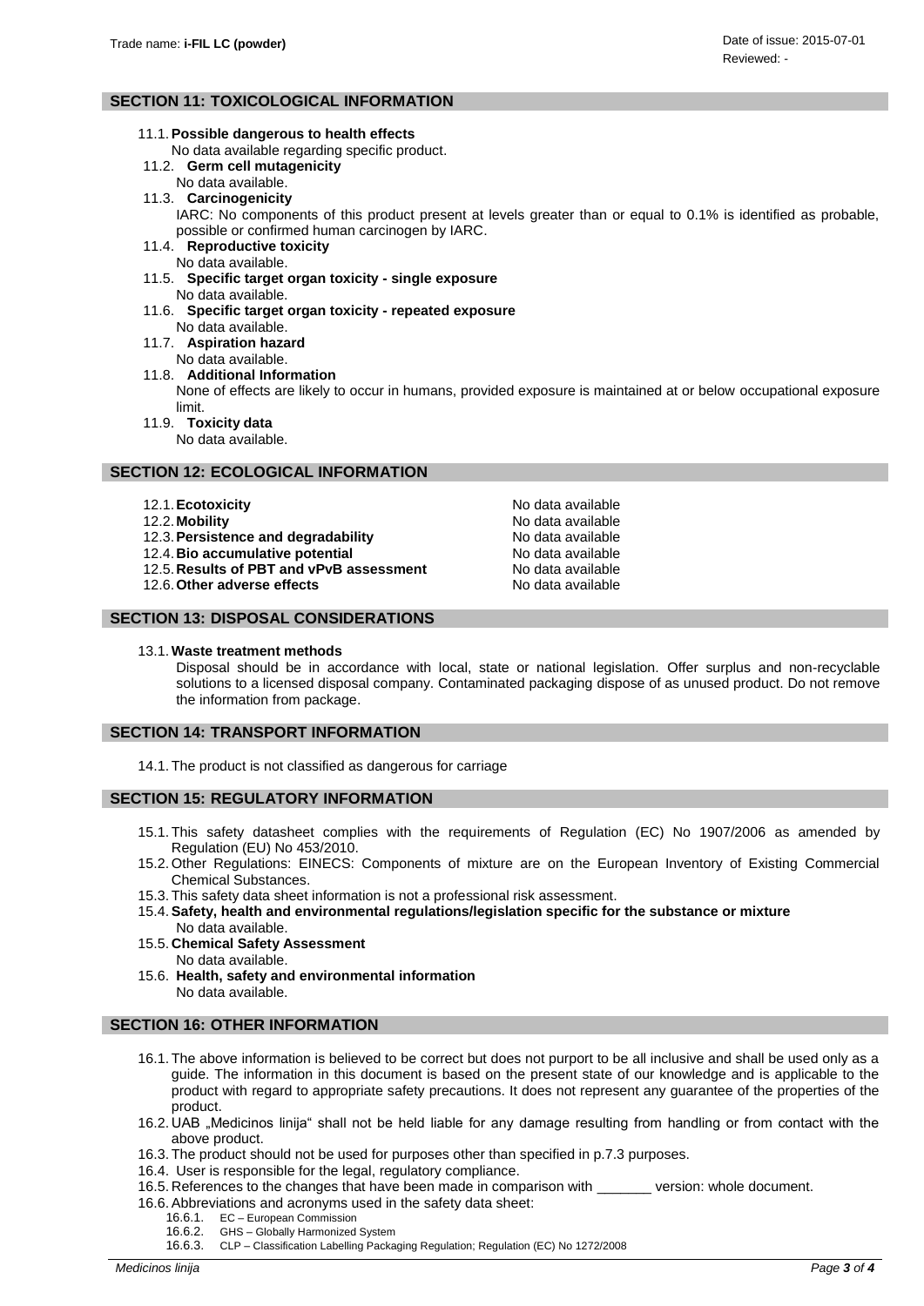## SECTION 11: TOXICOLOGICAL INFORMATION

11.1. **Possible dangerous to health effects**
No data available regarding specific product.

11.2. **Germ cell mutagenicity**
No data available.

11.3. **Carcinogenicity**
IARC: No components of this product present at levels greater than or equal to 0.1% is identified as probable, possible or confirmed human carcinogen by IARC.

11.4. **Reproductive toxicity**
No data available.

11.5. **Specific target organ toxicity - single exposure**
No data available.

11.6. **Specific target organ toxicity - repeated exposure**
No data available.

11.7. **Aspiration hazard**
No data available.

11.8. **Additional Information**
None of effects are likely to occur in humans, provided exposure is maintained at or below occupational exposure limit.

11.9. **Toxicity data**
No data available.

## SECTION 12: ECOLOGICAL INFORMATION

| | |
|---|---|
| 12.1. **Ecotoxicity** | No data available |
| 12.2. **Mobility** | No data available |
| 12.3. **Persistence and degradability** | No data available |
| 12.4. **Bio accumulative potential** | No data available |
| 12.5. **Results of PBT and vPvB assessment** | No data available |
| 12.6. **Other adverse effects** | No data available |

## SECTION 13: DISPOSAL CONSIDERATIONS

13.1. **Waste treatment methods**
Disposal should be in accordance with local, state or national legislation. Offer surplus and non-recyclable solutions to a licensed disposal company. Contaminated packaging dispose of as unused product. Do not remove the information from package.

## SECTION 14: TRANSPORT INFORMATION

14.1. The product is not classified as dangerous for carriage

## SECTION 15: REGULATORY INFORMATION

15.1. This safety datasheet complies with the requirements of Regulation (EC) No 1907/2006 as amended by Regulation (EU) No 453/2010.

15.2. Other Regulations: EINECS: Components of mixture are on the European Inventory of Existing Commercial Chemical Substances.

15.3. This safety data sheet information is not a professional risk assessment.

15.4. **Safety, health and environmental regulations/legislation specific for the substance or mixture**
No data available.

15.5. **Chemical Safety Assessment**
No data available.

15.6. **Health, safety and environmental information**
No data available.

## SECTION 16: OTHER INFORMATION

16.1. The above information is believed to be correct but does not purport to be all inclusive and shall be used only as a guide. The information in this document is based on the present state of our knowledge and is applicable to the product with regard to appropriate safety precautions. It does not represent any guarantee of the properties of the product.

16.2. UAB „Medicinos linija" shall not be held liable for any damage resulting from handling or from contact with the above product.

16.3. The product should not be used for purposes other than specified in p.7.3 purposes.

16.4. User is responsible for the legal, regulatory compliance.

16.5. References to the changes that have been made in comparison with _______ version: whole document.

16.6. Abbreviations and acronyms used in the safety data sheet:

16.6.1. EC – European Commission
16.6.2. GHS – Globally Harmonized System
16.6.3. CLP – Classification Labelling Packaging Regulation; Regulation (EC) No 1272/2008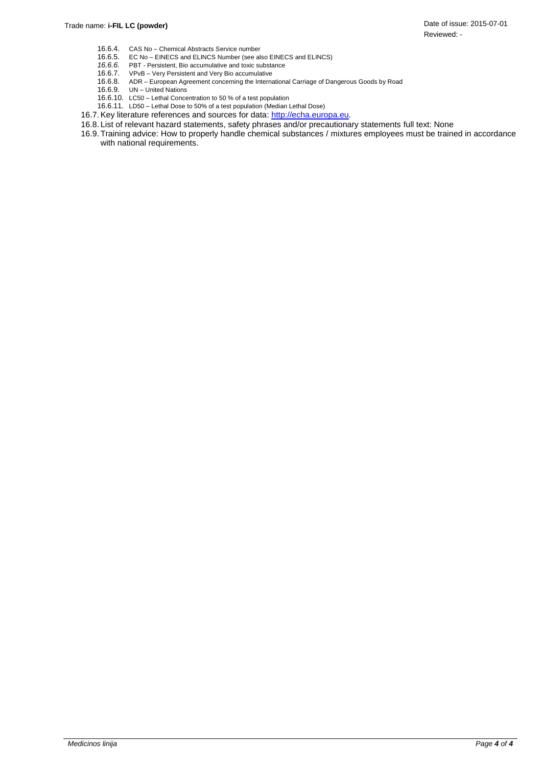16.6.4. CAS No – Chemical Abstracts Service number
16.6.5. EC No – EINECS and ELINCS Number (see also EINECS and ELINCS)
*16.6.6.* PBT - Persistent, Bio accumulative and toxic substance
16.6.7. VPvB – Very Persistent and Very Bio accumulative
16.6.8. ADR – European Agreement concerning the International Carriage of Dangerous Goods by Road
16.6.9. UN – United Nations
16.6.10. LC50 – Lethal Concentration to 50 % of a test population
16.6.11. LD50 – Lethal Dose to 50% of a test population (Median Lethal Dose)

16.7. Key literature references and sources for data: http://echa.europa.eu.

16.8. List of relevant hazard statements, safety phrases and/or precautionary statements full text: None

16.9. Training advice: How to properly handle chemical substances / mixtures employees must be trained in accordance with national requirements.